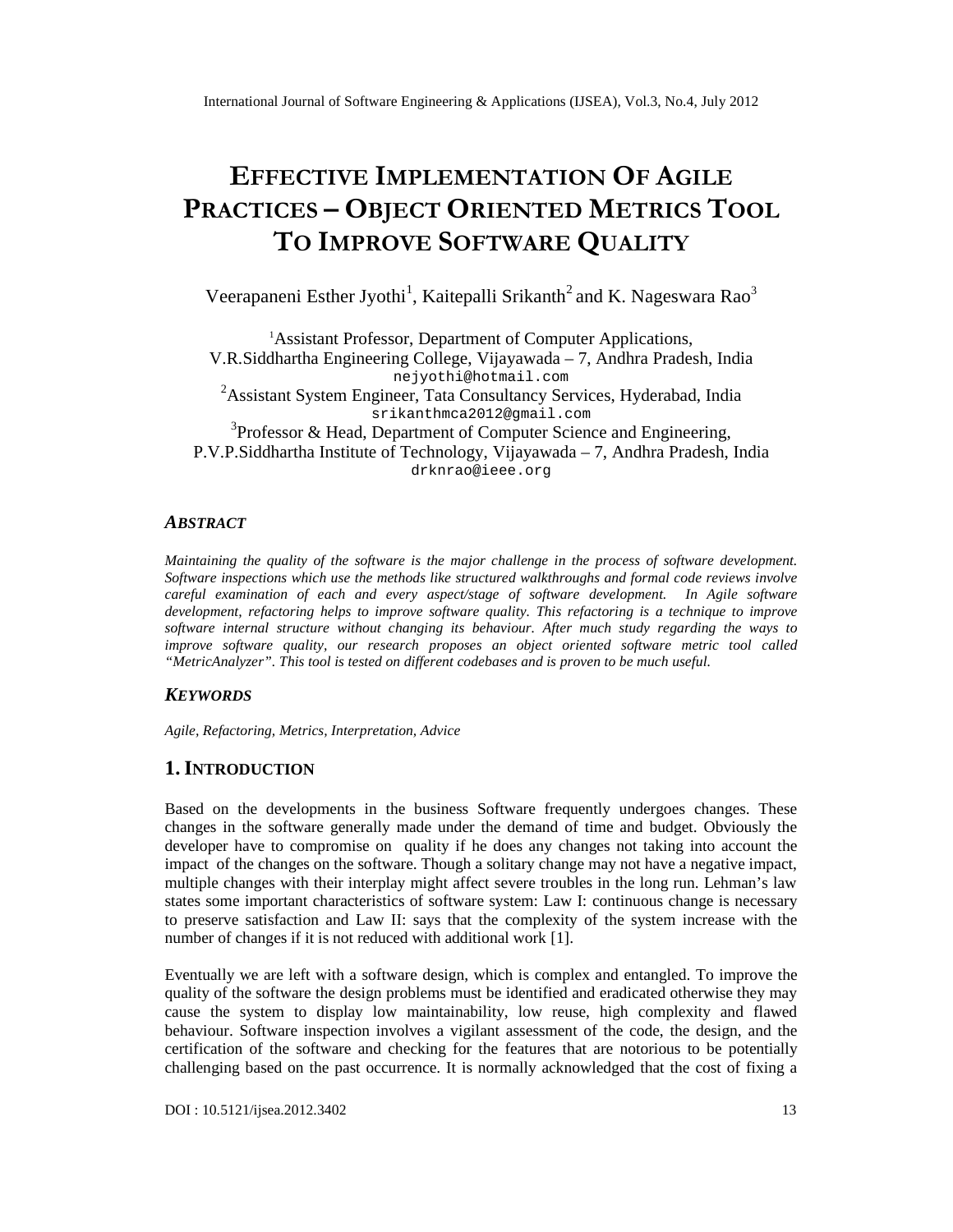# EFFECTIVE IMPLEMENTATION OF AGILE PRACTICES – OBJECT ORIENTED METRICS TOOL TO IMPROVE SOFTWARE QUALITY

Veerapaneni Esther Jyothi[1], Kaitepalli Srikanth[2] and K. Nageswara Rao[3]

[1]Assistant Professor, Department of Computer Applications,
V.R.Siddhartha Engineering College, Vijayawada – 7, Andhra Pradesh, India
nejyothi@hotmail.com

[2]Assistant System Engineer, Tata Consultancy Services, Hyderabad, India
srikanthmca2012@gmail.com

[3]Professor & Head, Department of Computer Science and Engineering,
P.V.P.Siddhartha Institute of Technology, Vijayawada – 7, Andhra Pradesh, India
drknrao@ieee.org

### *ABSTRACT*

*Maintaining the quality of the software is the major challenge in the process of software development. Software inspections which use the methods like structured walkthroughs and formal code reviews involve careful examination of each and every aspect/stage of software development. In Agile software development, refactoring helps to improve software quality. This refactoring is a technique to improve software internal structure without changing its behaviour. After much study regarding the ways to improve software quality, our research proposes an object oriented software metric tool called "MetricAnalyzer". This tool is tested on different codebases and is proven to be much useful.*

### *KEYWORDS*

*Agile, Refactoring, Metrics, Interpretation, Advice*

## 1. INTRODUCTION

Based on the developments in the business Software frequently undergoes changes. These changes in the software generally made under the demand of time and budget. Obviously the developer have to compromise on quality if he does any changes not taking into account the impact of the changes on the software. Though a solitary change may not have a negative impact, multiple changes with their interplay might affect severe troubles in the long run. Lehman's law states some important characteristics of software system: Law I: continuous change is necessary to preserve satisfaction and Law II: says that the complexity of the system increase with the number of changes if it is not reduced with additional work [1].

Eventually we are left with a software design, which is complex and entangled. To improve the quality of the software the design problems must be identified and eradicated otherwise they may cause the system to display low maintainability, low reuse, high complexity and flawed behaviour. Software inspection involves a vigilant assessment of the code, the design, and the certification of the software and checking for the features that are notorious to be potentially challenging based on the past occurrence. It is normally acknowledged that the cost of fixing a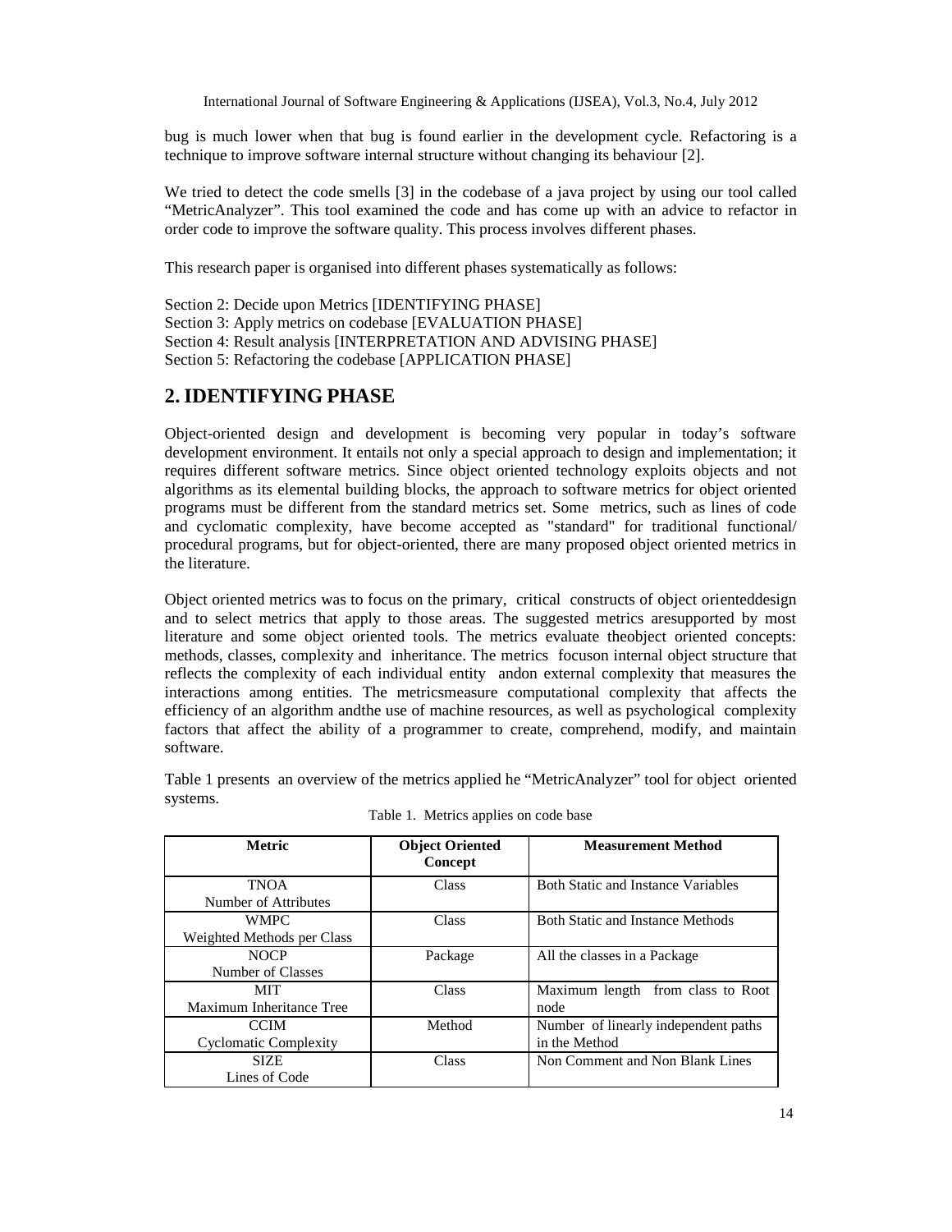bug is much lower when that bug is found earlier in the development cycle. Refactoring is a technique to improve software internal structure without changing its behaviour [2].

We tried to detect the code smells [3] in the codebase of a java project by using our tool called "MetricAnalyzer". This tool examined the code and has come up with an advice to refactor in order code to improve the software quality. This process involves different phases.

This research paper is organised into different phases systematically as follows:

Section 2: Decide upon Metrics [IDENTIFYING PHASE]
Section 3: Apply metrics on codebase [EVALUATION PHASE]
Section 4: Result analysis [INTERPRETATION AND ADVISING PHASE]
Section 5: Refactoring the codebase [APPLICATION PHASE]

## 2. IDENTIFYING PHASE

Object-oriented design and development is becoming very popular in today's software development environment. It entails not only a special approach to design and implementation; it requires different software metrics. Since object oriented technology exploits objects and not algorithms as its elemental building blocks, the approach to software metrics for object oriented programs must be different from the standard metrics set. Some metrics, such as lines of code and cyclomatic complexity, have become accepted as "standard" for traditional functional/ procedural programs, but for object-oriented, there are many proposed object oriented metrics in the literature.

Object oriented metrics was to focus on the primary, critical constructs of object orienteddesign and to select metrics that apply to those areas. The suggested metrics aresupported by most literature and some object oriented tools. The metrics evaluate theobject oriented concepts: methods, classes, complexity and inheritance. The metrics focuson internal object structure that reflects the complexity of each individual entity andon external complexity that measures the interactions among entities. The metricsmeasure computational complexity that affects the efficiency of an algorithm andthe use of machine resources, as well as psychological complexity factors that affect the ability of a programmer to create, comprehend, modify, and maintain software.

Table 1 presents an overview of the metrics applied he "MetricAnalyzer" tool for object oriented systems.

Table 1. Metrics applies on code base

| Metric | Object Oriented Concept | Measurement Method |
|---|---|---|
| TNOA<br>Number of Attributes | Class | Both Static and Instance Variables |
| WMPC<br>Weighted Methods per Class | Class | Both Static and Instance Methods |
| NOCP<br>Number of Classes | Package | All the classes in a Package |
| MIT<br>Maximum Inheritance Tree | Class | Maximum length from class to Root node |
| CCIM<br>Cyclomatic Complexity | Method | Number of linearly independent paths in the Method |
| SIZE<br>Lines of Code | Class | Non Comment and Non Blank Lines |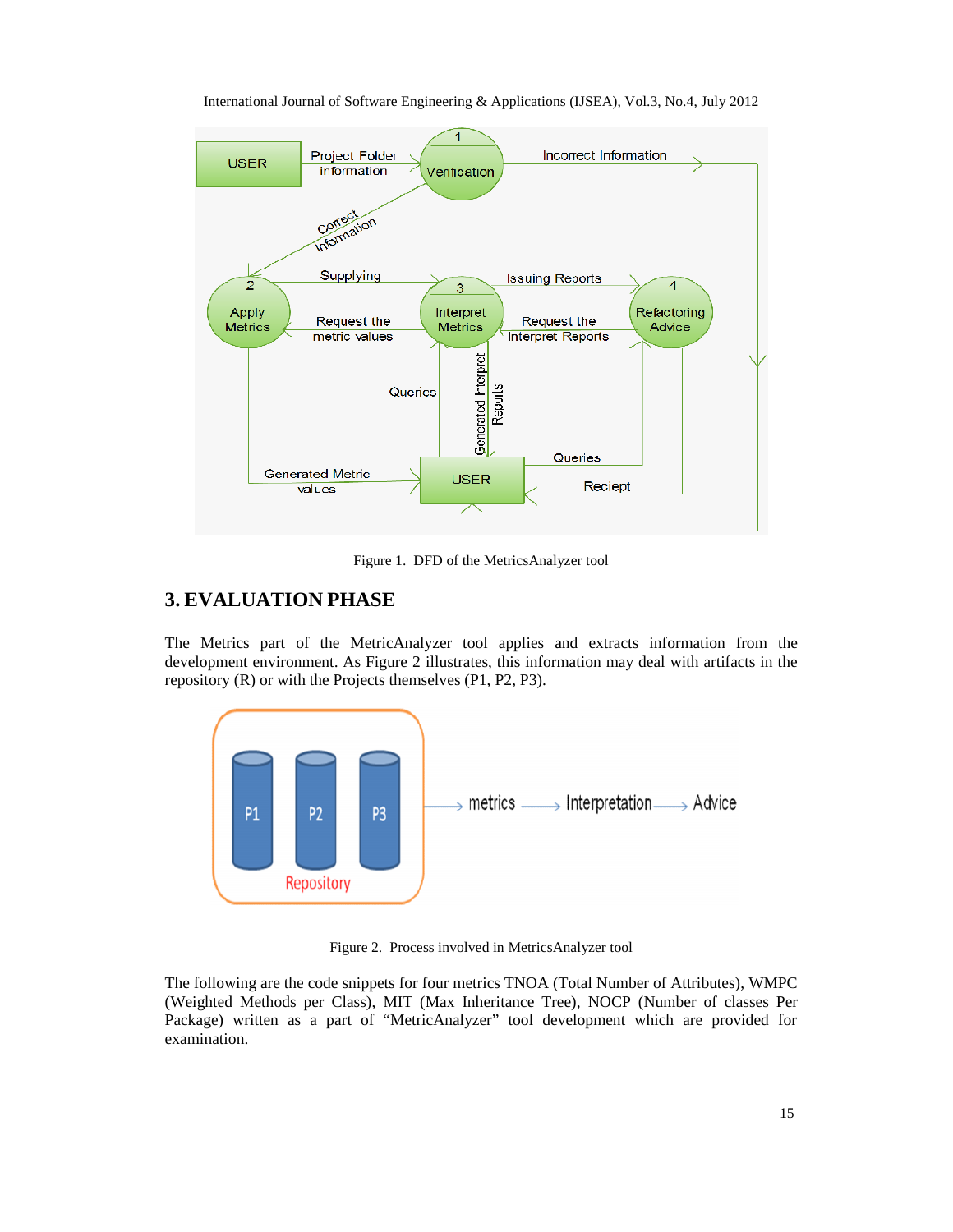USER

Project Folder information

1

Verification

Incorrect Information

Correct Information

2

Apply Metrics

Supplying

3

Interpret Metrics

Issuing Reports

4

Refactoring Advice

Request the metric values

Request the Interpret Reports

Queries

Generated Interpret Reports

Queries

Generated Metric values

USER

Reciept

Figure 1. DFD of the MetricsAnalyzer tool

## 3. EVALUATION PHASE

The Metrics part of the MetricAnalyzer tool applies and extracts information from the development environment. As Figure 2 illustrates, this information may deal with artifacts in the repository (R) or with the Projects themselves (P1, P2, P3).

P1

P2

P3

Repository

metrics

Interpretation

Advice

Figure 2. Process involved in MetricsAnalyzer tool

The following are the code snippets for four metrics TNOA (Total Number of Attributes), WMPC (Weighted Methods per Class), MIT (Max Inheritance Tree), NOCP (Number of classes Per Package) written as a part of "MetricAnalyzer" tool development which are provided for examination.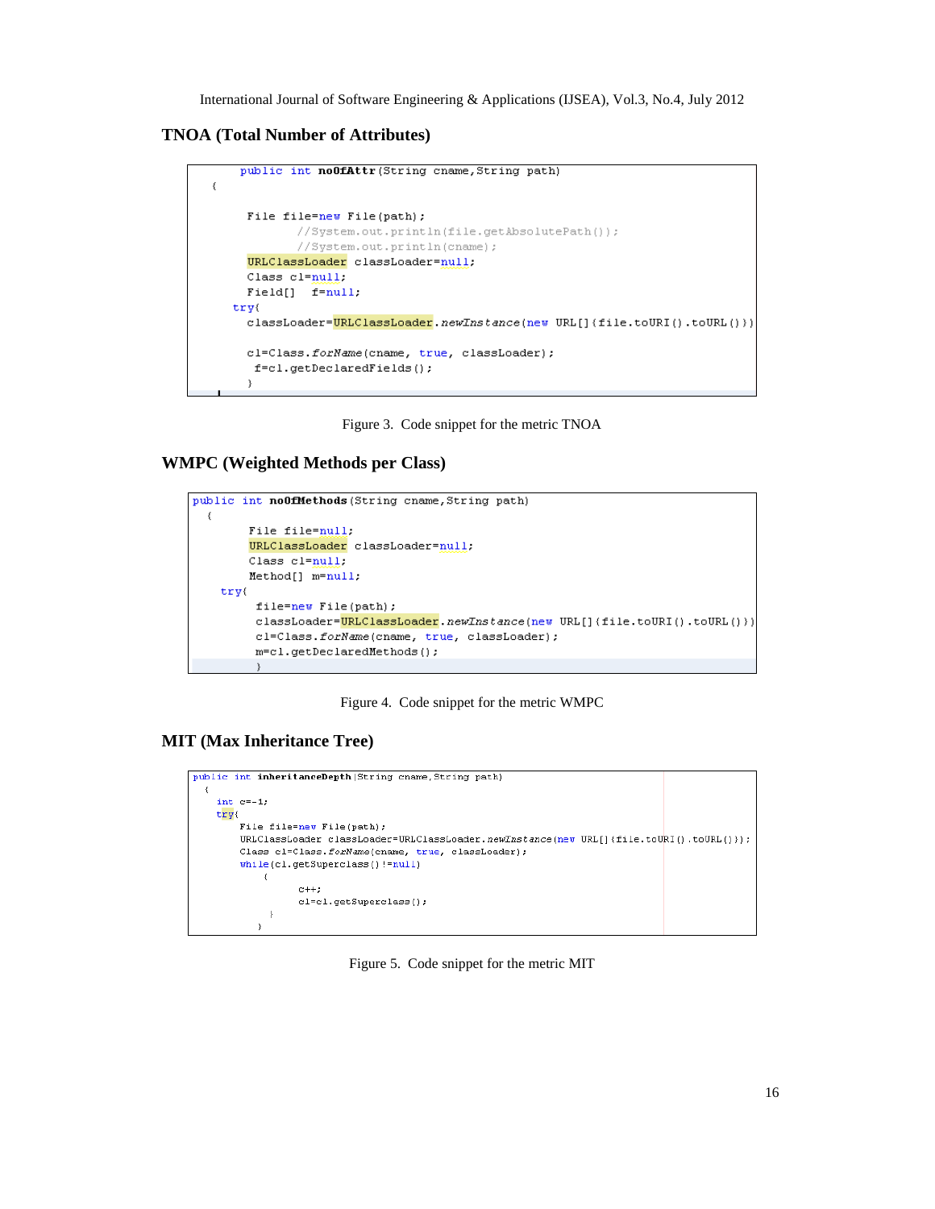### TNOA (Total Number of Attributes)

```
public int noOfAttr(String cname,String path)
{

    File file=new File(path);
        //System.out.println(file.getAbsolutePath());
        //System.out.println(cname);
    URLClassLoader classLoader=null;
    Class cl=null;
    Field[]  f=null;
  try{
    classLoader=URLClassLoader.newInstance(new URL[]{file.toURI().toURL()})

    cl=Class.forName(cname, true, classLoader);
     f=cl.getDeclaredFields();
    }
```

Figure 3. Code snippet for the metric TNOA

### WMPC (Weighted Methods per Class)

```
public int noOfMethods(String cname,String path)
  {
       File file=null;
       URLClassLoader classLoader=null;
       Class cl=null;
       Method[] m=null;
   try{
        file=new File(path);
        classLoader=URLClassLoader.newInstance(new URL[]{file.toURI().toURL()})
        cl=Class.forName(cname, true, classLoader);
        m=cl.getDeclaredMethods();
        }
```

Figure 4. Code snippet for the metric WMPC

### MIT (Max Inheritance Tree)

```
public int inheritanceDepth(String cname,String path)
  {
    int c=-1;
    try{
        File file=new File(path);
        URLClassLoader classLoader=URLClassLoader.newInstance(new URL[]{file.toURI().toURL()});
        Class cl=Class.forName(cname, true, classLoader);
        while(cl.getSuperclass()!=null)
            {
                c++;
                cl=cl.getSuperclass();
            }
        }
```

Figure 5. Code snippet for the metric MIT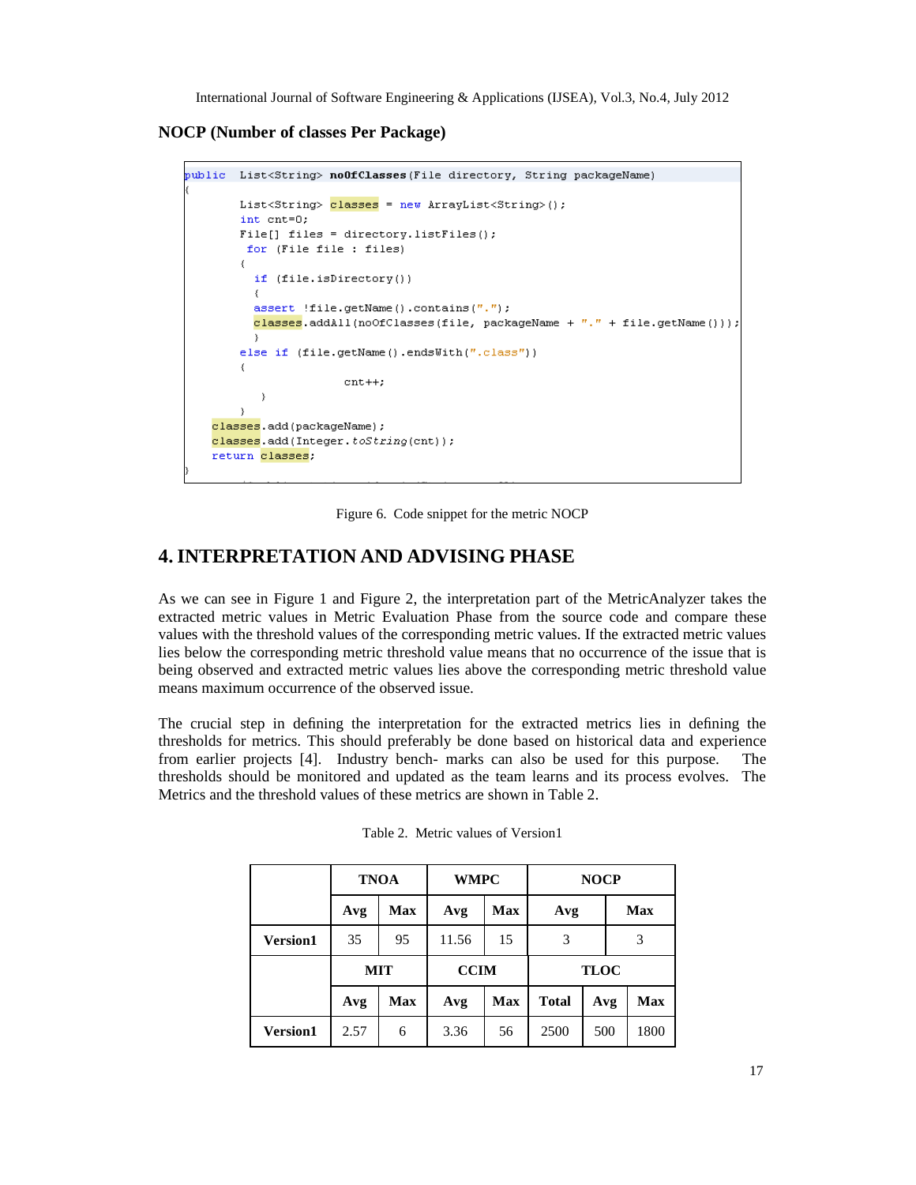**NOCP (Number of classes Per Package)**

```
public  List<String> noOfClasses(File directory, String packageName)
{
        List<String> classes = new ArrayList<String>();
        int cnt=0;
        File[] files = directory.listFiles();
         for (File file : files)
        {
          if (file.isDirectory())
          {
          assert !file.getName().contains(".");
          classes.addAll(noOfClasses(file, packageName + "." + file.getName()));
          }
        else if (file.getName().endsWith(".class"))
        {
                       cnt++;
           }
        }
    classes.add(packageName);
    classes.add(Integer.toString(cnt));
    return classes;
}
```

Figure 6. Code snippet for the metric NOCP

## 4. INTERPRETATION AND ADVISING PHASE

As we can see in Figure 1 and Figure 2, the interpretation part of the MetricAnalyzer takes the extracted metric values in Metric Evaluation Phase from the source code and compare these values with the threshold values of the corresponding metric values. If the extracted metric values lies below the corresponding metric threshold value means that no occurrence of the issue that is being observed and extracted metric values lies above the corresponding metric threshold value means maximum occurrence of the observed issue.

The crucial step in defining the interpretation for the extracted metrics lies in defining the thresholds for metrics. This should preferably be done based on historical data and experience from earlier projects [4]. Industry bench- marks can also be used for this purpose. The thresholds should be monitored and updated as the team learns and its process evolves. The Metrics and the threshold values of these metrics are shown in Table 2.

Table 2. Metric values of Version1

| | TNOA | | WMPC | | NOCP | | |
|---|---|---|---|---|---|---|---|
| | Avg | Max | Avg | Max | Avg | | Max |
| **Version1** | 35 | 95 | 11.56 | 15 | 3 | | 3 |
| | **MIT** | | **CCIM** | | **TLOC** | | |
| | Avg | Max | Avg | Max | Total | Avg | Max |
| **Version1** | 2.57 | 6 | 3.36 | 56 | 2500 | 500 | 1800 |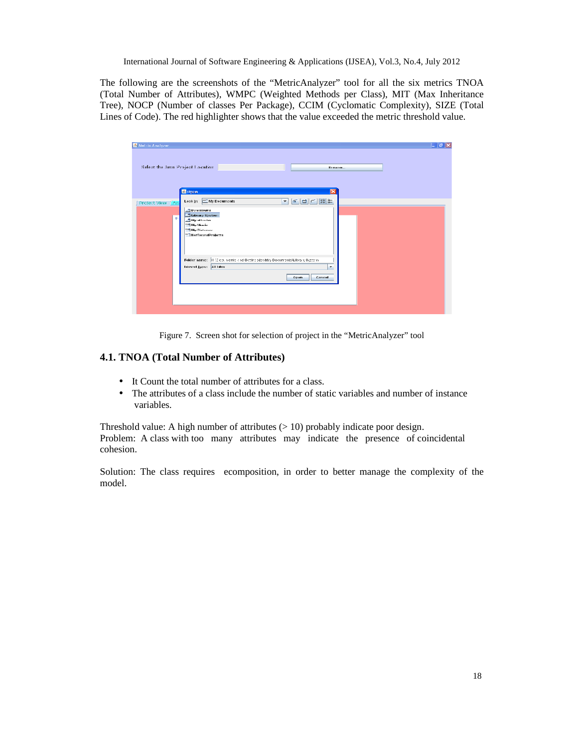The following are the screenshots of the "MetricAnalyzer" tool for all the six metrics TNOA (Total Number of Attributes), WMPC (Weighted Methods per Class), MIT (Max Inheritance Tree), NOCP (Number of classes Per Package), CCIM (Cyclomatic Complexity), SIZE (Total Lines of Code). The red highlighter shows that the value exceeded the metric threshold value.

Figure 7. Screen shot for selection of project in the "MetricAnalyzer" tool

## 4.1. TNOA (Total Number of Attributes)

- It Count the total number of attributes for a class.
- The attributes of a class include the number of static variables and number of instance variables.

Threshold value: A high number of attributes (> 10) probably indicate poor design.
Problem: A class with too many attributes may indicate the presence of coincidental cohesion.

Solution: The class requires ecomposition, in order to better manage the complexity of the model.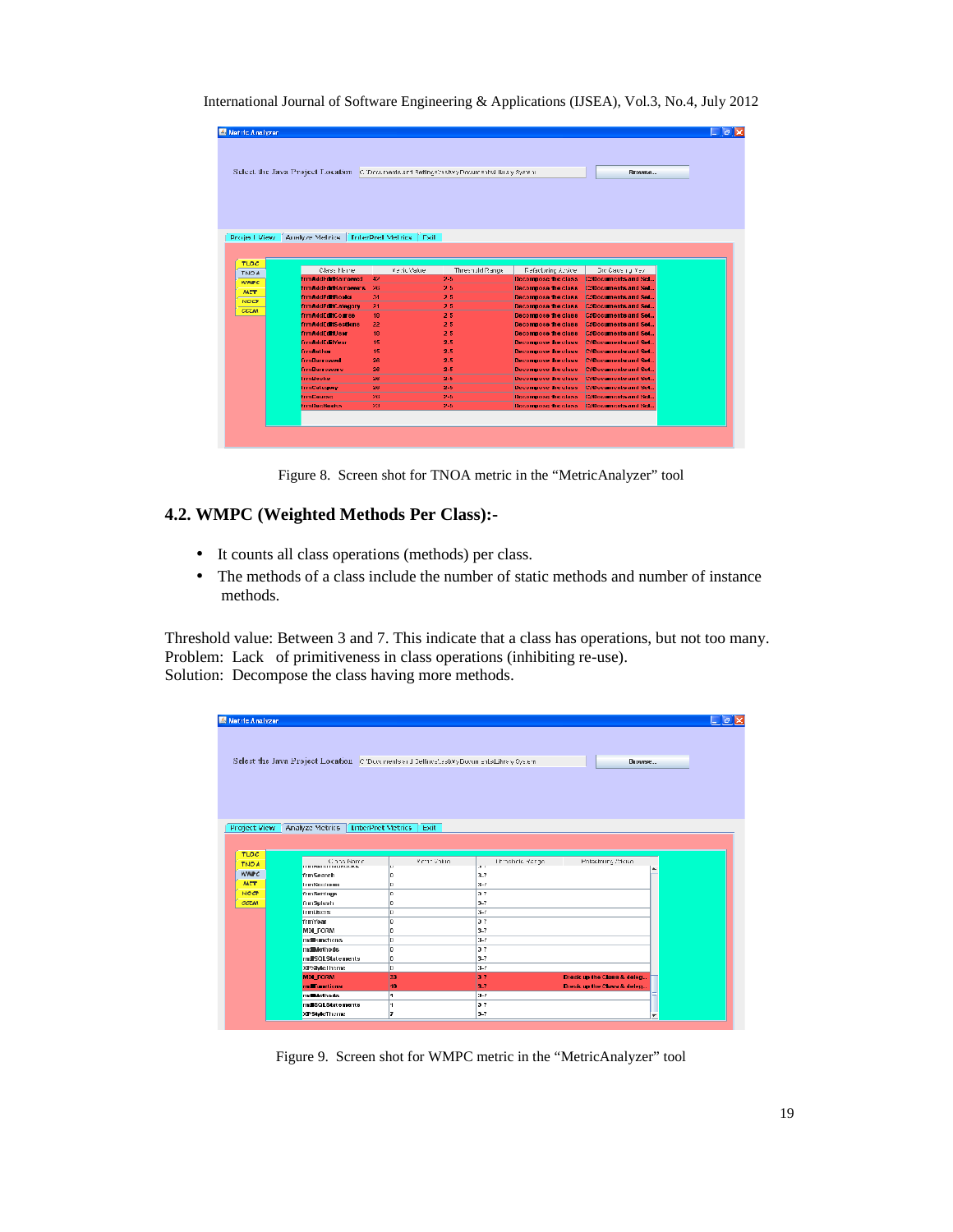Figure 8. Screen shot for TNOA metric in the "MetricAnalyzer" tool

## 4.2. WMPC (Weighted Methods Per Class):-

- It counts all class operations (methods) per class.
- The methods of a class include the number of static methods and number of instance methods.

Threshold value: Between 3 and 7. This indicate that a class has operations, but not too many.
Problem: Lack of primitiveness in class operations (inhibiting re-use).
Solution: Decompose the class having more methods.

Figure 9. Screen shot for WMPC metric in the "MetricAnalyzer" tool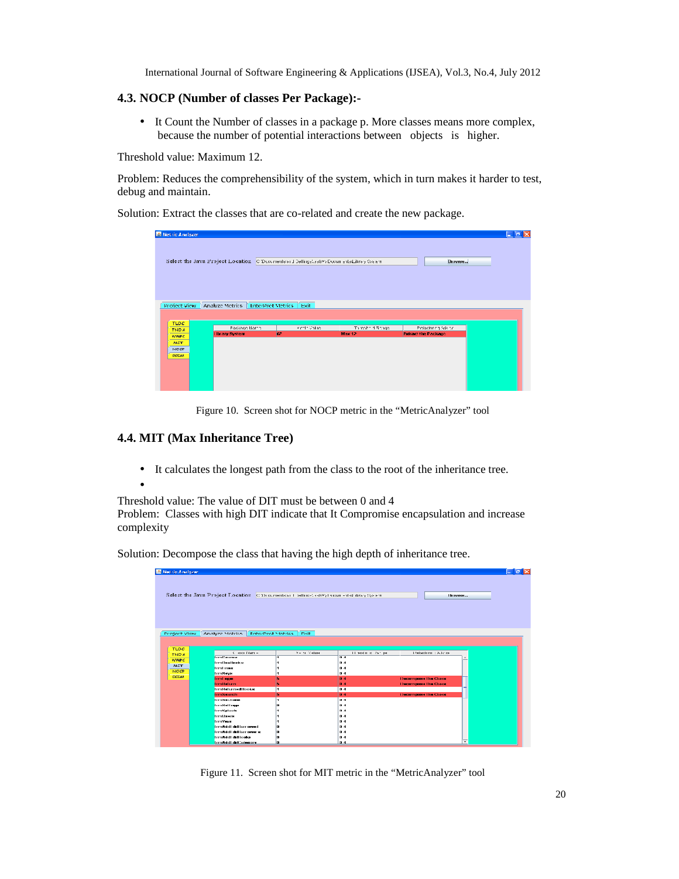### 4.3. NOCP (Number of classes Per Package):-

- It Count the Number of classes in a package p. More classes means more complex, because the number of potential interactions between objects is higher.

Threshold value: Maximum 12.

Problem: Reduces the comprehensibility of the system, which in turn makes it harder to test, debug and maintain.

Solution: Extract the classes that are co-related and create the new package.

Figure 10. Screen shot for NOCP metric in the "MetricAnalyzer" tool

### 4.4. MIT (Max Inheritance Tree)

- It calculates the longest path from the class to the root of the inheritance tree.
- 

Threshold value: The value of DIT must be between 0 and 4
Problem: Classes with high DIT indicate that It Compromise encapsulation and increase complexity

Solution: Decompose the class that having the high depth of inheritance tree.

Figure 11. Screen shot for MIT metric in the "MetricAnalyzer" tool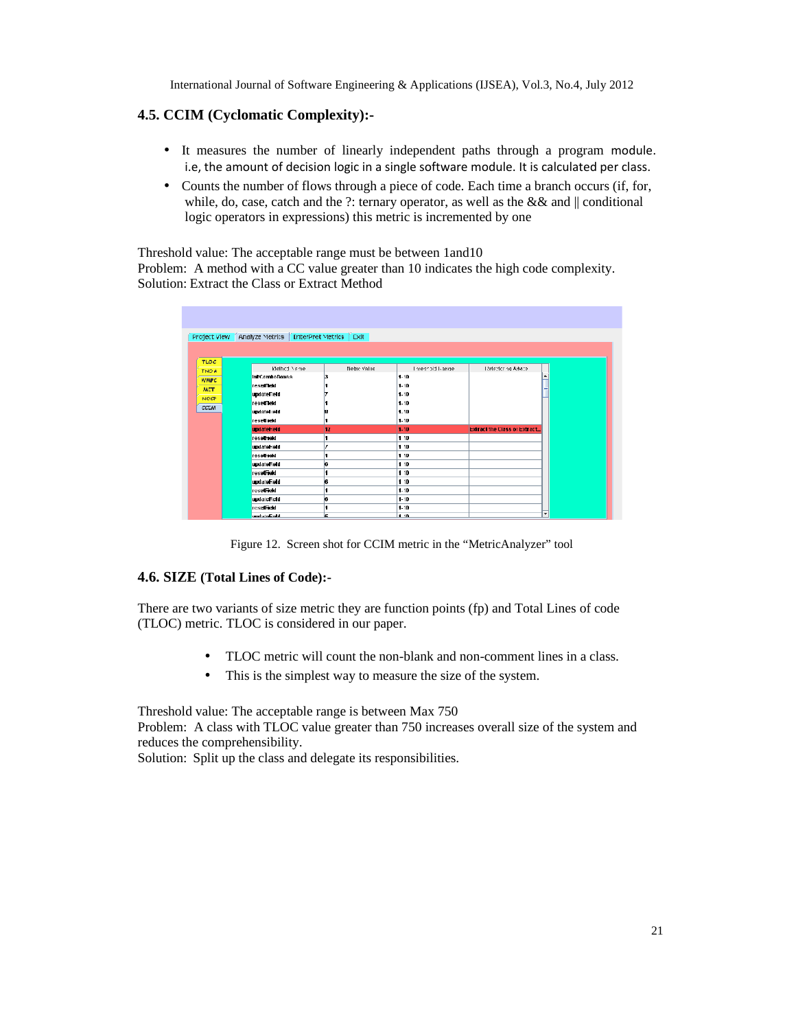### 4.5. CCIM (Cyclomatic Complexity):-

- It measures the number of linearly independent paths through a program module. i.e, the amount of decision logic in a single software module. It is calculated per class.
- Counts the number of flows through a piece of code. Each time a branch occurs (if, for, while, do, case, catch and the ?: ternary operator, as well as the && and || conditional logic operators in expressions) this metric is incremented by one

Threshold value: The acceptable range must be between 1and10
Problem: A method with a CC value greater than 10 indicates the high code complexity.
Solution: Extract the Class or Extract Method

Figure 12. Screen shot for CCIM metric in the "MetricAnalyzer" tool

### 4.6. SIZE (Total Lines of Code):-

There are two variants of size metric they are function points (fp) and Total Lines of code (TLOC) metric. TLOC is considered in our paper.

- TLOC metric will count the non-blank and non-comment lines in a class.
- This is the simplest way to measure the size of the system.

Threshold value: The acceptable range is between Max 750
Problem: A class with TLOC value greater than 750 increases overall size of the system and reduces the comprehensibility.
Solution: Split up the class and delegate its responsibilities.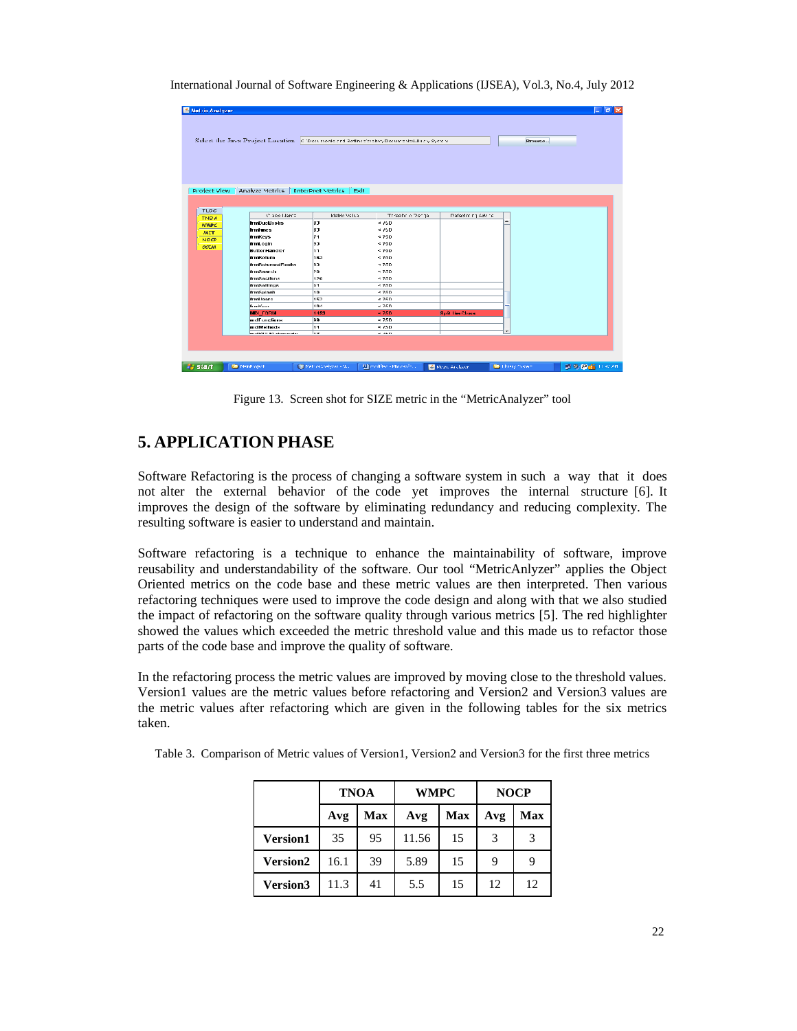Figure 13. Screen shot for SIZE metric in the "MetricAnalyzer" tool

## 5. APPLICATION PHASE

Software Refactoring is the process of changing a software system in such a way that it does not alter the external behavior of the code yet improves the internal structure [6]. It improves the design of the software by eliminating redundancy and reducing complexity. The resulting software is easier to understand and maintain.

Software refactoring is a technique to enhance the maintainability of software, improve reusability and understandability of the software. Our tool "MetricAnlyzer" applies the Object Oriented metrics on the code base and these metric values are then interpreted. Then various refactoring techniques were used to improve the code design and along with that we also studied the impact of refactoring on the software quality through various metrics [5]. The red highlighter showed the values which exceeded the metric threshold value and this made us to refactor those parts of the code base and improve the quality of software.

In the refactoring process the metric values are improved by moving close to the threshold values. Version1 values are the metric values before refactoring and Version2 and Version3 values are the metric values after refactoring which are given in the following tables for the six metrics taken.

Table 3. Comparison of Metric values of Version1, Version2 and Version3 for the first three metrics

| | TNOA | | WMPC | | NOCP | |
|---|---|---|---|---|---|---|
| | Avg | Max | Avg | Max | Avg | Max |
| Version1 | 35 | 95 | 11.56 | 15 | 3 | 3 |
| Version2 | 16.1 | 39 | 5.89 | 15 | 9 | 9 |
| Version3 | 11.3 | 41 | 5.5 | 15 | 12 | 12 |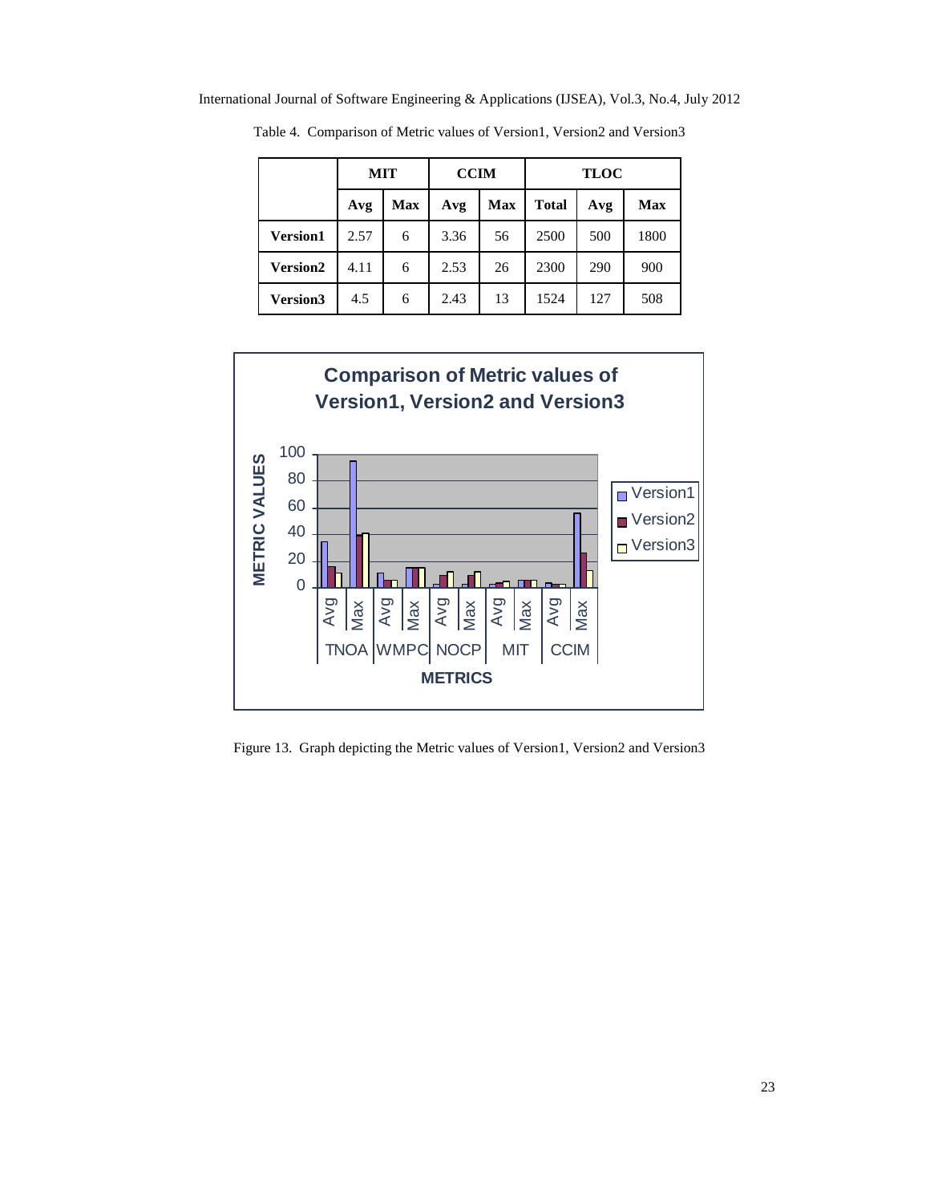Table 4. Comparison of Metric values of Version1, Version2 and Version3

| | MIT | | CCIM | | TLOC | | |
|---|---|---|---|---|---|---|---|
| | Avg | Max | Avg | Max | Total | Avg | Max |
| Version1 | 2.57 | 6 | 3.36 | 56 | 2500 | 500 | 1800 |
| Version2 | 4.11 | 6 | 2.53 | 26 | 2300 | 290 | 900 |
| Version3 | 4.5 | 6 | 2.43 | 13 | 1524 | 127 | 508 |

Comparison of Metric values of Version1, Version2 and Version3

METRIC VALUES

100
80
60
40
20
0

Avg Max Avg Max Avg Max Avg Max Avg Max

TNOA WMPC NOCP MIT CCIM

METRICS

Version1
Version2
Version3

Figure 13. Graph depicting the Metric values of Version1, Version2 and Version3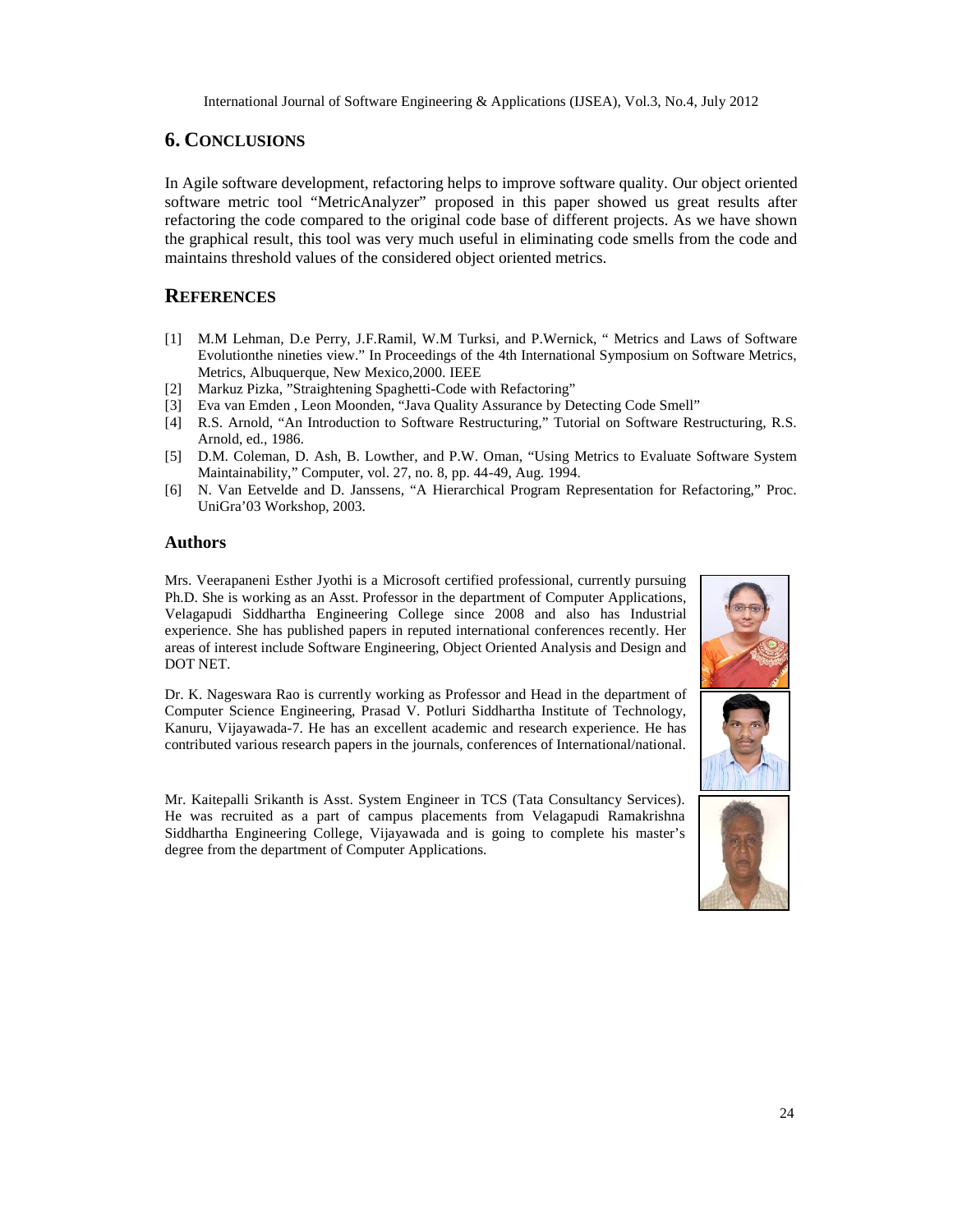## 6. CONCLUSIONS

In Agile software development, refactoring helps to improve software quality. Our object oriented software metric tool "MetricAnalyzer" proposed in this paper showed us great results after refactoring the code compared to the original code base of different projects. As we have shown the graphical result, this tool was very much useful in eliminating code smells from the code and maintains threshold values of the considered object oriented metrics.

## REFERENCES

[1] M.M Lehman, D.e Perry, J.F.Ramil, W.M Turksi, and P.Wernick, " Metrics and Laws of Software Evolutionthe nineties view." In Proceedings of the 4th International Symposium on Software Metrics, Metrics, Albuquerque, New Mexico,2000. IEEE

[2] Markuz Pizka, "Straightening Spaghetti-Code with Refactoring"

[3] Eva van Emden , Leon Moonden, "Java Quality Assurance by Detecting Code Smell"

[4] R.S. Arnold, "An Introduction to Software Restructuring," Tutorial on Software Restructuring, R.S. Arnold, ed., 1986.

[5] D.M. Coleman, D. Ash, B. Lowther, and P.W. Oman, "Using Metrics to Evaluate Software System Maintainability," Computer, vol. 27, no. 8, pp. 44-49, Aug. 1994.

[6] N. Van Eetvelde and D. Janssens, "A Hierarchical Program Representation for Refactoring," Proc. UniGra'03 Workshop, 2003.

### Authors

Mrs. Veerapaneni Esther Jyothi is a Microsoft certified professional, currently pursuing Ph.D. She is working as an Asst. Professor in the department of Computer Applications, Velagapudi Siddhartha Engineering College since 2008 and also has Industrial experience. She has published papers in reputed international conferences recently. Her areas of interest include Software Engineering, Object Oriented Analysis and Design and DOT NET.

Dr. K. Nageswara Rao is currently working as Professor and Head in the department of Computer Science Engineering, Prasad V. Potluri Siddhartha Institute of Technology, Kanuru, Vijayawada-7. He has an excellent academic and research experience. He has contributed various research papers in the journals, conferences of International/national.

Mr. Kaitepalli Srikanth is Asst. System Engineer in TCS (Tata Consultancy Services). He was recruited as a part of campus placements from Velagapudi Ramakrishna Siddhartha Engineering College, Vijayawada and is going to complete his master's degree from the department of Computer Applications.